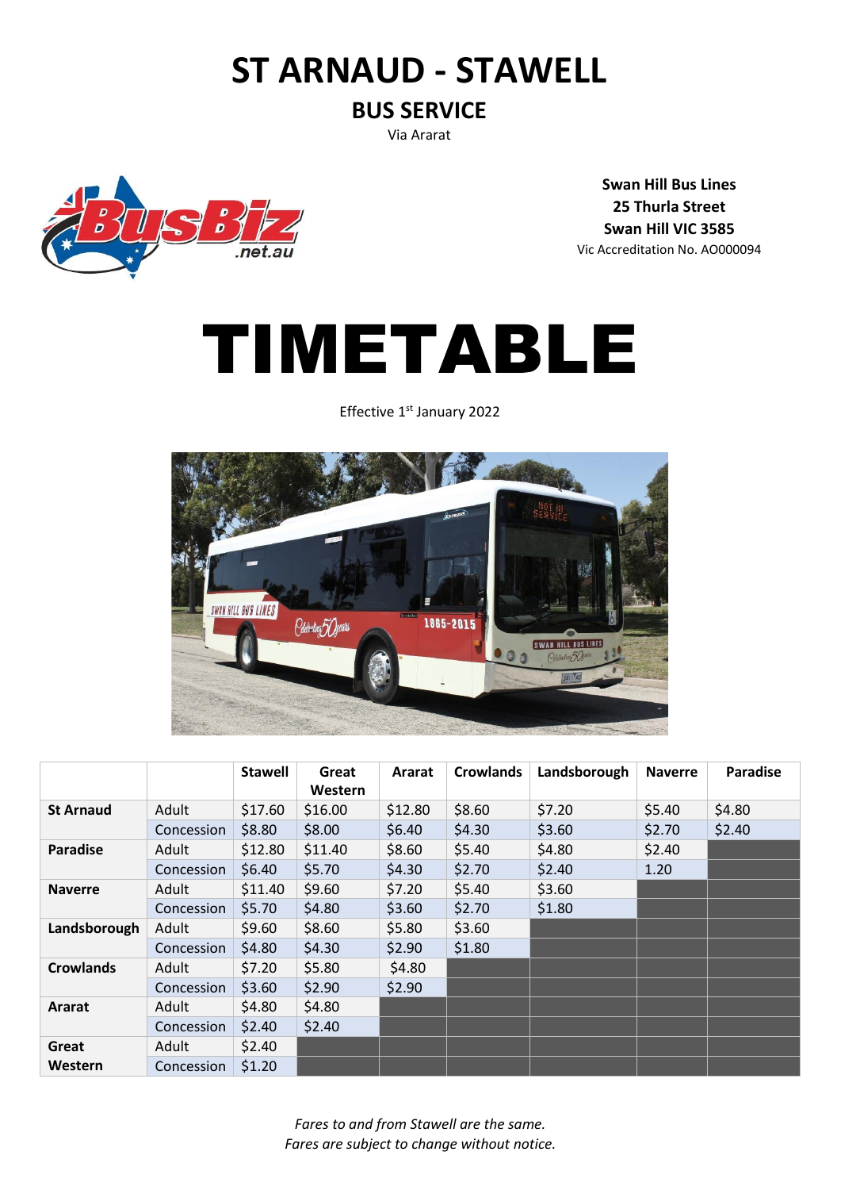# ST ARNAUD - STAWELL

## BUS SERVICE

Via Ararat

**Swan Hill Bus Lines**
**25 Thurla Street**
**Swan Hill VIC 3585**
Vic Accreditation No. AO000094

# TIMETABLE

Effective 1st January 2022

| | | Stawell | Great Western | Ararat | Crowlands | Landsborough | Naverre | Paradise |
|---|---|---|---|---|---|---|---|---|
| **St Arnaud** | Adult | $17.60 | $16.00 | $12.80 | $8.60 | $7.20 | $5.40 | $4.80 |
| | Concession | $8.80 | $8.00 | $6.40 | $4.30 | $3.60 | $2.70 | $2.40 |
| **Paradise** | Adult | $12.80 | $11.40 | $8.60 | $5.40 | $4.80 | $2.40 | |
| | Concession | $6.40 | $5.70 | $4.30 | $2.70 | $2.40 | 1.20 | |
| **Naverre** | Adult | $11.40 | $9.60 | $7.20 | $5.40 | $3.60 | | |
| | Concession | $5.70 | $4.80 | $3.60 | $2.70 | $1.80 | | |
| **Landsborough** | Adult | $9.60 | $8.60 | $5.80 | $3.60 | | | |
| | Concession | $4.80 | $4.30 | $2.90 | $1.80 | | | |
| **Crowlands** | Adult | $7.20 | $5.80 | $4.80 | | | | |
| | Concession | $3.60 | $2.90 | $2.90 | | | | |
| **Ararat** | Adult | $4.80 | $4.80 | | | | | |
| | Concession | $2.40 | $2.40 | | | | | |
| **Great Western** | Adult | $2.40 | | | | | | |
| | Concession | $1.20 | | | | | | |

*Fares to and from Stawell are the same.*
*Fares are subject to change without notice.*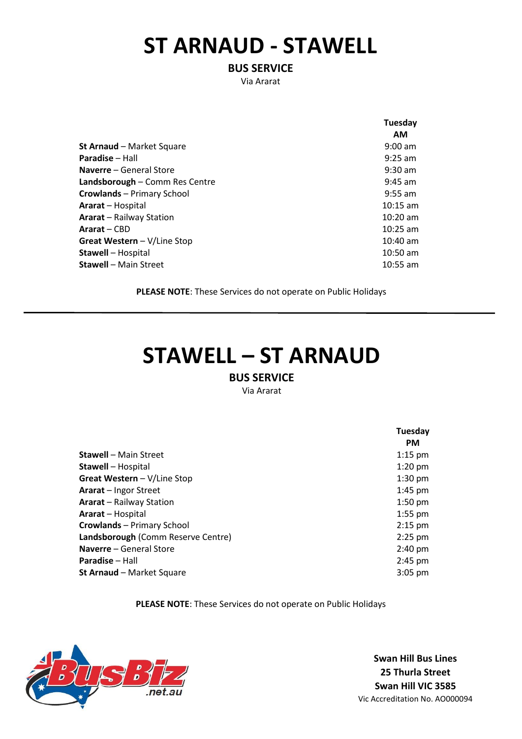# ST ARNAUD - STAWELL

**BUS SERVICE**

Via Ararat

| | Tuesday AM |
|---|---|
| **St Arnaud** – Market Square | 9:00 am |
| **Paradise** – Hall | 9:25 am |
| **Naverre** – General Store | 9:30 am |
| **Landsborough** – Comm Res Centre | 9:45 am |
| **Crowlands** – Primary School | 9:55 am |
| **Ararat** – Hospital | 10:15 am |
| **Ararat** – Railway Station | 10:20 am |
| **Ararat** – CBD | 10:25 am |
| **Great Western** – V/Line Stop | 10:40 am |
| **Stawell** – Hospital | 10:50 am |
| **Stawell** – Main Street | 10:55 am |

**PLEASE NOTE**: These Services do not operate on Public Holidays

---

# STAWELL – ST ARNAUD

**BUS SERVICE**

Via Ararat

| | Tuesday PM |
|---|---|
| **Stawell** – Main Street | 1:15 pm |
| **Stawell** – Hospital | 1:20 pm |
| **Great Western** – V/Line Stop | 1:30 pm |
| **Ararat** – Ingor Street | 1:45 pm |
| **Ararat** – Railway Station | 1:50 pm |
| **Ararat** – Hospital | 1:55 pm |
| **Crowlands** – Primary School | 2:15 pm |
| **Landsborough** (Comm Reserve Centre) | 2:25 pm |
| **Naverre** – General Store | 2:40 pm |
| **Paradise** – Hall | 2:45 pm |
| **St Arnaud** – Market Square | 3:05 pm |

**PLEASE NOTE**: These Services do not operate on Public Holidays

BusBiz .net.au

**Swan Hill Bus Lines**
**25 Thurla Street**
**Swan Hill VIC 3585**
Vic Accreditation No. AO000094